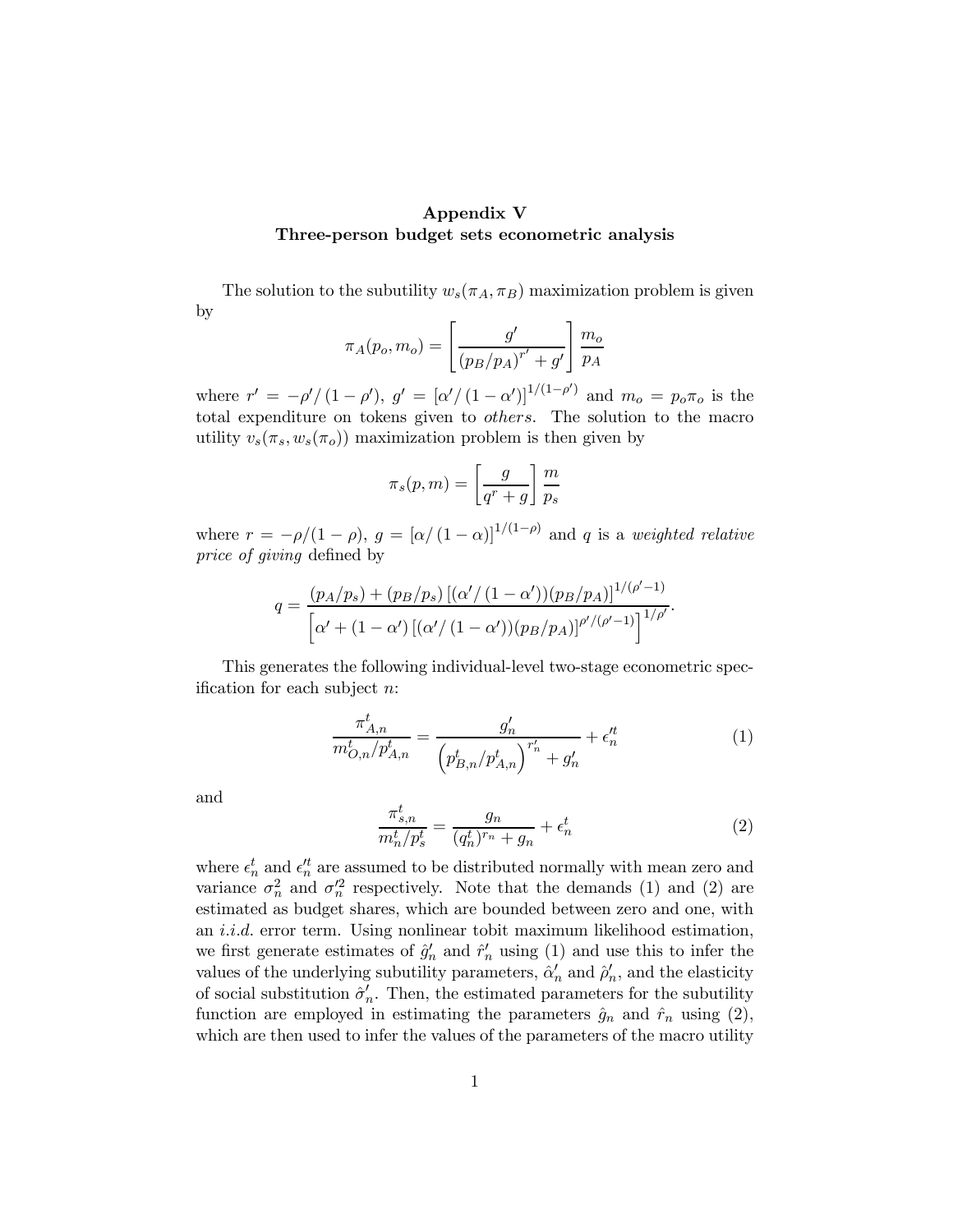**Appendix V**
**Three-person budget sets econometric analysis**

The solution to the subutility $w_s(\pi_A, \pi_B)$ maximization problem is given by

$$\pi_A(p_o, m_o) = \left[\frac{g'}{(p_B/p_A)^{r'} + g'}\right]\frac{m_o}{p_A}$$

where $r' = -\rho'/(1-\rho')$, $g' = [\alpha'/(1-\alpha')]^{1/(1-\rho')}$ and $m_o = p_o\pi_o$ is the total expenditure on tokens given to *others*. The solution to the macro utility $v_s(\pi_s, w_s(\pi_o))$ maximization problem is then given by

$$\pi_s(p, m) = \left[\frac{g}{q^r + g}\right]\frac{m}{p_s}$$

where $r = -\rho/(1-\rho)$, $g = [\alpha/(1-\alpha)]^{1/(1-\rho)}$ and $q$ is a *weighted relative price of giving* defined by

$$q = \frac{(p_A/p_s) + (p_B/p_s)\left[(\alpha'/(1-\alpha'))(p_B/p_A)\right]^{1/(\rho'-1)}}{\left[\alpha' + (1-\alpha')\left[(\alpha'/(1-\alpha'))(p_B/p_A)\right]^{\rho'/(\rho'-1)}\right]^{1/\rho'}}.$$

This generates the following individual-level two-stage econometric specification for each subject $n$:

$$\frac{\pi^t_{A,n}}{m^t_{O,n}/p^t_{A,n}} = \frac{g'_n}{\left(p^t_{B,n}/p^t_{A,n}\right)^{r'_n} + g'_n} + \epsilon'^t_n \tag{1}$$

and

$$\frac{\pi^t_{s,n}}{m^t_n/p^t_s} = \frac{g_n}{(q^t_n)^{r_n} + g_n} + \epsilon^t_n \tag{2}$$

where $\epsilon^t_n$ and $\epsilon'^t_n$ are assumed to be distributed normally with mean zero and variance $\sigma^2_n$ and $\sigma'^2_n$ respectively. Note that the demands (1) and (2) are estimated as budget shares, which are bounded between zero and one, with an *i.i.d.* error term. Using nonlinear tobit maximum likelihood estimation, we first generate estimates of $\hat{g}'_n$ and $\hat{r}'_n$ using (1) and use this to infer the values of the underlying subutility parameters, $\hat{\alpha}'_n$ and $\hat{\rho}'_n$, and the elasticity of social substitution $\hat{\sigma}'_n$. Then, the estimated parameters for the subutility function are employed in estimating the parameters $\hat{g}_n$ and $\hat{r}_n$ using (2), which are then used to infer the values of the parameters of the macro utility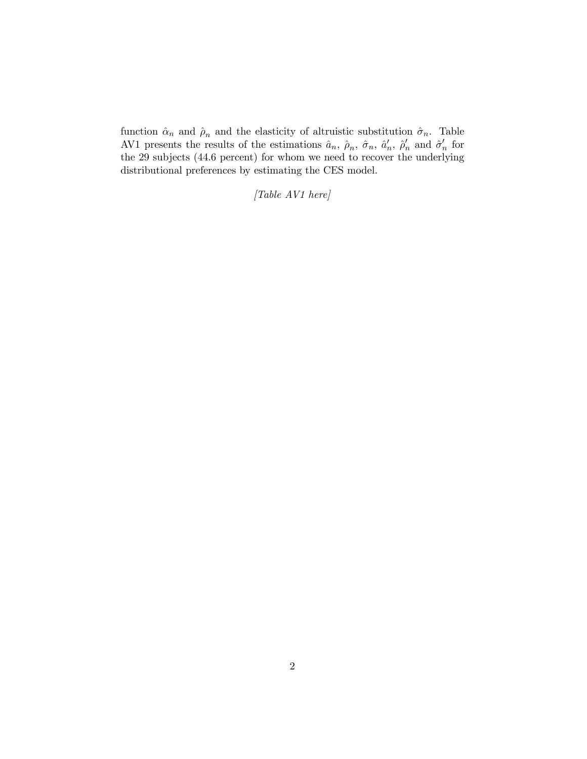function $\hat{\alpha}_n$ and $\hat{\rho}_n$ and the elasticity of altruistic substitution $\hat{\sigma}_n$. Table AV1 presents the results of the estimations $\hat{a}_n$, $\hat{\rho}_n$, $\hat{\sigma}_n$, $\hat{a}'_n$, $\hat{\rho}'_n$ and $\hat{\sigma}'_n$ for the 29 subjects (44.6 percent) for whom we need to recover the underlying distributional preferences by estimating the CES model.

*[Table AV1 here]*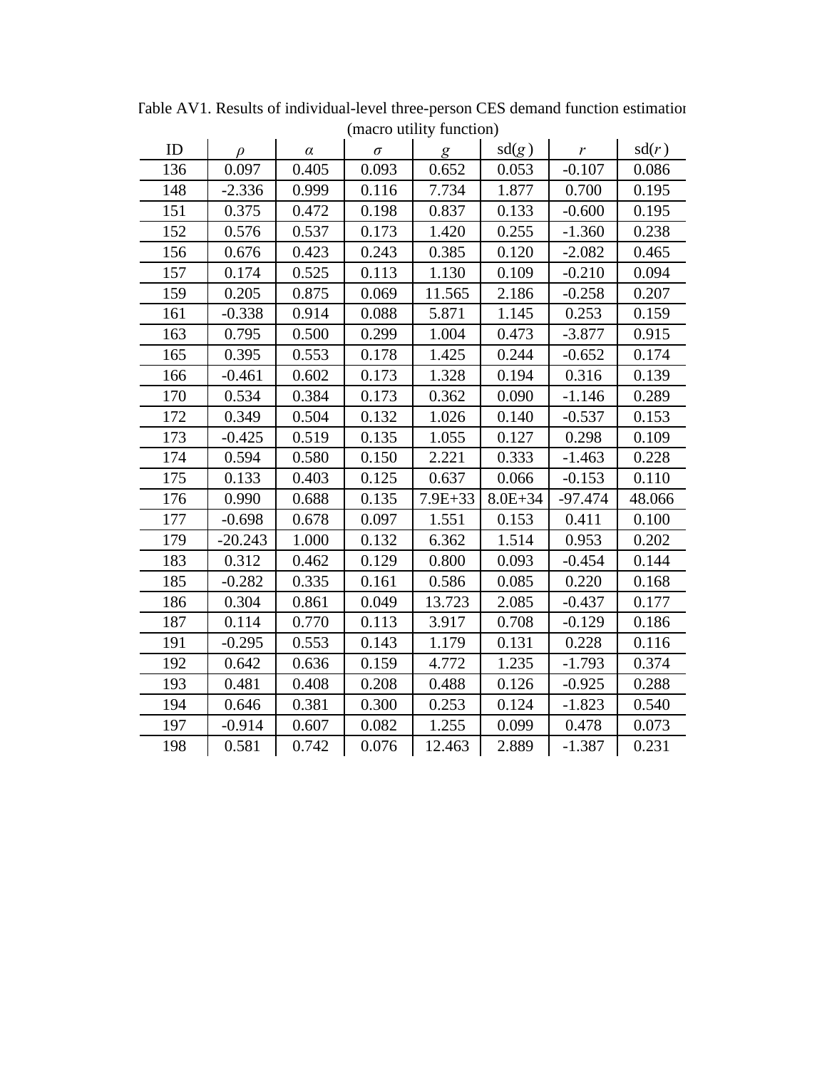Table AV1. Results of individual-level three-person CES demand function estimation (macro utility function)

| ID | $\rho$ | $\alpha$ | $\sigma$ | $g$ | sd($g$) | $r$ | sd($r$) |
|---|---|---|---|---|---|---|---|
| 136 | 0.097 | 0.405 | 0.093 | 0.652 | 0.053 | -0.107 | 0.086 |
| 148 | -2.336 | 0.999 | 0.116 | 7.734 | 1.877 | 0.700 | 0.195 |
| 151 | 0.375 | 0.472 | 0.198 | 0.837 | 0.133 | -0.600 | 0.195 |
| 152 | 0.576 | 0.537 | 0.173 | 1.420 | 0.255 | -1.360 | 0.238 |
| 156 | 0.676 | 0.423 | 0.243 | 0.385 | 0.120 | -2.082 | 0.465 |
| 157 | 0.174 | 0.525 | 0.113 | 1.130 | 0.109 | -0.210 | 0.094 |
| 159 | 0.205 | 0.875 | 0.069 | 11.565 | 2.186 | -0.258 | 0.207 |
| 161 | -0.338 | 0.914 | 0.088 | 5.871 | 1.145 | 0.253 | 0.159 |
| 163 | 0.795 | 0.500 | 0.299 | 1.004 | 0.473 | -3.877 | 0.915 |
| 165 | 0.395 | 0.553 | 0.178 | 1.425 | 0.244 | -0.652 | 0.174 |
| 166 | -0.461 | 0.602 | 0.173 | 1.328 | 0.194 | 0.316 | 0.139 |
| 170 | 0.534 | 0.384 | 0.173 | 0.362 | 0.090 | -1.146 | 0.289 |
| 172 | 0.349 | 0.504 | 0.132 | 1.026 | 0.140 | -0.537 | 0.153 |
| 173 | -0.425 | 0.519 | 0.135 | 1.055 | 0.127 | 0.298 | 0.109 |
| 174 | 0.594 | 0.580 | 0.150 | 2.221 | 0.333 | -1.463 | 0.228 |
| 175 | 0.133 | 0.403 | 0.125 | 0.637 | 0.066 | -0.153 | 0.110 |
| 176 | 0.990 | 0.688 | 0.135 | 7.9E+33 | 8.0E+34 | -97.474 | 48.066 |
| 177 | -0.698 | 0.678 | 0.097 | 1.551 | 0.153 | 0.411 | 0.100 |
| 179 | -20.243 | 1.000 | 0.132 | 6.362 | 1.514 | 0.953 | 0.202 |
| 183 | 0.312 | 0.462 | 0.129 | 0.800 | 0.093 | -0.454 | 0.144 |
| 185 | -0.282 | 0.335 | 0.161 | 0.586 | 0.085 | 0.220 | 0.168 |
| 186 | 0.304 | 0.861 | 0.049 | 13.723 | 2.085 | -0.437 | 0.177 |
| 187 | 0.114 | 0.770 | 0.113 | 3.917 | 0.708 | -0.129 | 0.186 |
| 191 | -0.295 | 0.553 | 0.143 | 1.179 | 0.131 | 0.228 | 0.116 |
| 192 | 0.642 | 0.636 | 0.159 | 4.772 | 1.235 | -1.793 | 0.374 |
| 193 | 0.481 | 0.408 | 0.208 | 0.488 | 0.126 | -0.925 | 0.288 |
| 194 | 0.646 | 0.381 | 0.300 | 0.253 | 0.124 | -1.823 | 0.540 |
| 197 | -0.914 | 0.607 | 0.082 | 1.255 | 0.099 | 0.478 | 0.073 |
| 198 | 0.581 | 0.742 | 0.076 | 12.463 | 2.889 | -1.387 | 0.231 |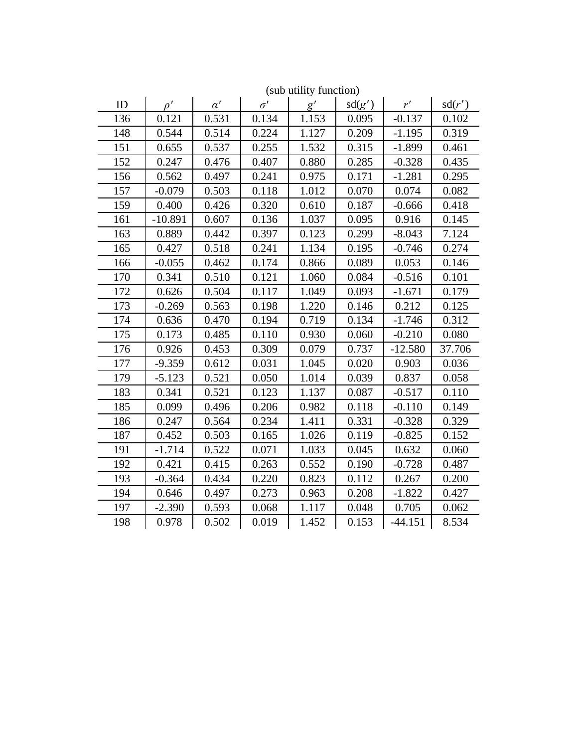| | | | (sub utility function) | | | | |
|---|---|---|---|---|---|---|---|
| ID | $\rho'$ | $\alpha'$ | $\sigma'$ | $g'$ | sd($g'$) | $r'$ | sd($r'$) |
| 136 | 0.121 | 0.531 | 0.134 | 1.153 | 0.095 | -0.137 | 0.102 |
| 148 | 0.544 | 0.514 | 0.224 | 1.127 | 0.209 | -1.195 | 0.319 |
| 151 | 0.655 | 0.537 | 0.255 | 1.532 | 0.315 | -1.899 | 0.461 |
| 152 | 0.247 | 0.476 | 0.407 | 0.880 | 0.285 | -0.328 | 0.435 |
| 156 | 0.562 | 0.497 | 0.241 | 0.975 | 0.171 | -1.281 | 0.295 |
| 157 | -0.079 | 0.503 | 0.118 | 1.012 | 0.070 | 0.074 | 0.082 |
| 159 | 0.400 | 0.426 | 0.320 | 0.610 | 0.187 | -0.666 | 0.418 |
| 161 | -10.891 | 0.607 | 0.136 | 1.037 | 0.095 | 0.916 | 0.145 |
| 163 | 0.889 | 0.442 | 0.397 | 0.123 | 0.299 | -8.043 | 7.124 |
| 165 | 0.427 | 0.518 | 0.241 | 1.134 | 0.195 | -0.746 | 0.274 |
| 166 | -0.055 | 0.462 | 0.174 | 0.866 | 0.089 | 0.053 | 0.146 |
| 170 | 0.341 | 0.510 | 0.121 | 1.060 | 0.084 | -0.516 | 0.101 |
| 172 | 0.626 | 0.504 | 0.117 | 1.049 | 0.093 | -1.671 | 0.179 |
| 173 | -0.269 | 0.563 | 0.198 | 1.220 | 0.146 | 0.212 | 0.125 |
| 174 | 0.636 | 0.470 | 0.194 | 0.719 | 0.134 | -1.746 | 0.312 |
| 175 | 0.173 | 0.485 | 0.110 | 0.930 | 0.060 | -0.210 | 0.080 |
| 176 | 0.926 | 0.453 | 0.309 | 0.079 | 0.737 | -12.580 | 37.706 |
| 177 | -9.359 | 0.612 | 0.031 | 1.045 | 0.020 | 0.903 | 0.036 |
| 179 | -5.123 | 0.521 | 0.050 | 1.014 | 0.039 | 0.837 | 0.058 |
| 183 | 0.341 | 0.521 | 0.123 | 1.137 | 0.087 | -0.517 | 0.110 |
| 185 | 0.099 | 0.496 | 0.206 | 0.982 | 0.118 | -0.110 | 0.149 |
| 186 | 0.247 | 0.564 | 0.234 | 1.411 | 0.331 | -0.328 | 0.329 |
| 187 | 0.452 | 0.503 | 0.165 | 1.026 | 0.119 | -0.825 | 0.152 |
| 191 | -1.714 | 0.522 | 0.071 | 1.033 | 0.045 | 0.632 | 0.060 |
| 192 | 0.421 | 0.415 | 0.263 | 0.552 | 0.190 | -0.728 | 0.487 |
| 193 | -0.364 | 0.434 | 0.220 | 0.823 | 0.112 | 0.267 | 0.200 |
| 194 | 0.646 | 0.497 | 0.273 | 0.963 | 0.208 | -1.822 | 0.427 |
| 197 | -2.390 | 0.593 | 0.068 | 1.117 | 0.048 | 0.705 | 0.062 |
| 198 | 0.978 | 0.502 | 0.019 | 1.452 | 0.153 | -44.151 | 8.534 |